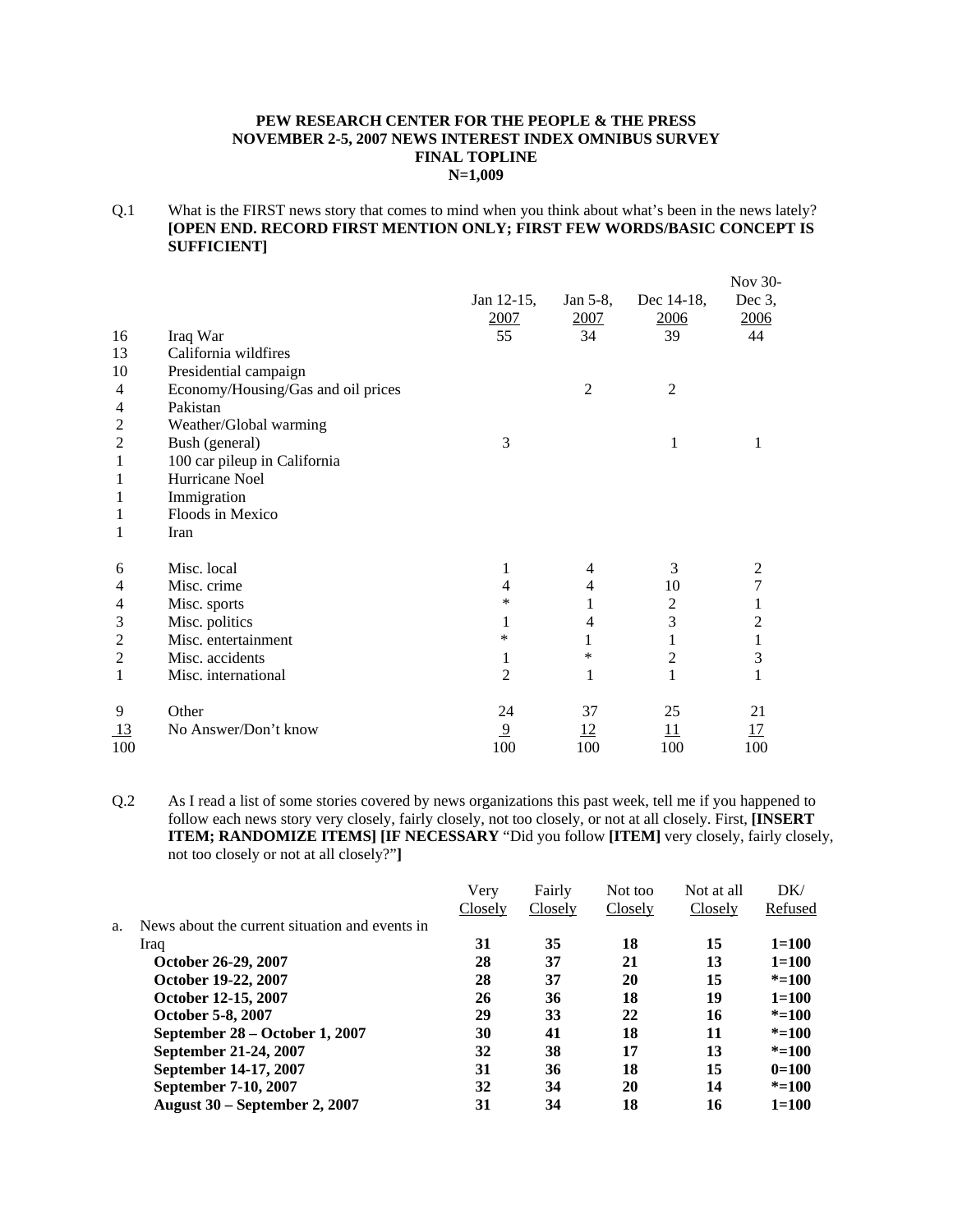**PEW RESEARCH CENTER FOR THE PEOPLE & THE PRESS**
**NOVEMBER 2-5, 2007 NEWS INTEREST INDEX OMNIBUS SURVEY**
**FINAL TOPLINE**
**N=1,009**

Q.1 What is the FIRST news story that comes to mind when you think about what's been in the news lately? **[OPEN END. RECORD FIRST MENTION ONLY; FIRST FEW WORDS/BASIC CONCEPT IS SUFFICIENT]**

| | | Jan 12-15, 2007 | Jan 5-8, 2007 | Dec 14-18, 2006 | Nov 30-Dec 3, 2006 |
|---|---|---|---|---|---|
| 16 | Iraq War | 55 | 34 | 39 | 44 |
| 13 | California wildfires | | | | |
| 10 | Presidential campaign | | | | |
| 4 | Economy/Housing/Gas and oil prices | | 2 | 2 | |
| 4 | Pakistan | | | | |
| 2 | Weather/Global warming | | | | |
| 2 | Bush (general) | 3 | | 1 | 1 |
| 1 | 100 car pileup in California | | | | |
| 1 | Hurricane Noel | | | | |
| 1 | Immigration | | | | |
| 1 | Floods in Mexico | | | | |
| 1 | Iran | | | | |
| 6 | Misc. local | 1 | 4 | 3 | 2 |
| 4 | Misc. crime | 4 | 4 | 10 | 7 |
| 4 | Misc. sports | * | 1 | 2 | 1 |
| 3 | Misc. politics | 1 | 4 | 3 | 2 |
| 2 | Misc. entertainment | * | 1 | 1 | 1 |
| 2 | Misc. accidents | 1 | * | 2 | 3 |
| 1 | Misc. international | 2 | 1 | 1 | 1 |
| 9 | Other | 24 | 37 | 25 | 21 |
| 13 | No Answer/Don't know | 9 | 12 | 11 | 17 |
| 100 | | 100 | 100 | 100 | 100 |

Q.2 As I read a list of some stories covered by news organizations this past week, tell me if you happened to follow each news story very closely, fairly closely, not too closely, or not at all closely. First, **[INSERT ITEM; RANDOMIZE ITEMS] [IF NECESSARY** "Did you follow **[ITEM]** very closely, fairly closely, not too closely or not at all closely?"**]**

| | Very Closely | Fairly Closely | Not too Closely | Not at all Closely | DK/ Refused |
|---|---|---|---|---|---|
| a. News about the current situation and events in Iraq | **31** | **35** | **18** | **15** | **1=100** |
| **October 26-29, 2007** | **28** | **37** | **21** | **13** | **1=100** |
| **October 19-22, 2007** | **28** | **37** | **20** | **15** | ***=100** |
| **October 12-15, 2007** | **26** | **36** | **18** | **19** | **1=100** |
| **October 5-8, 2007** | **29** | **33** | **22** | **16** | ***=100** |
| **September 28 – October 1, 2007** | **30** | **41** | **18** | **11** | ***=100** |
| **September 21-24, 2007** | **32** | **38** | **17** | **13** | ***=100** |
| **September 14-17, 2007** | **31** | **36** | **18** | **15** | **0=100** |
| **September 7-10, 2007** | **32** | **34** | **20** | **14** | ***=100** |
| **August 30 – September 2, 2007** | **31** | **34** | **18** | **16** | **1=100** |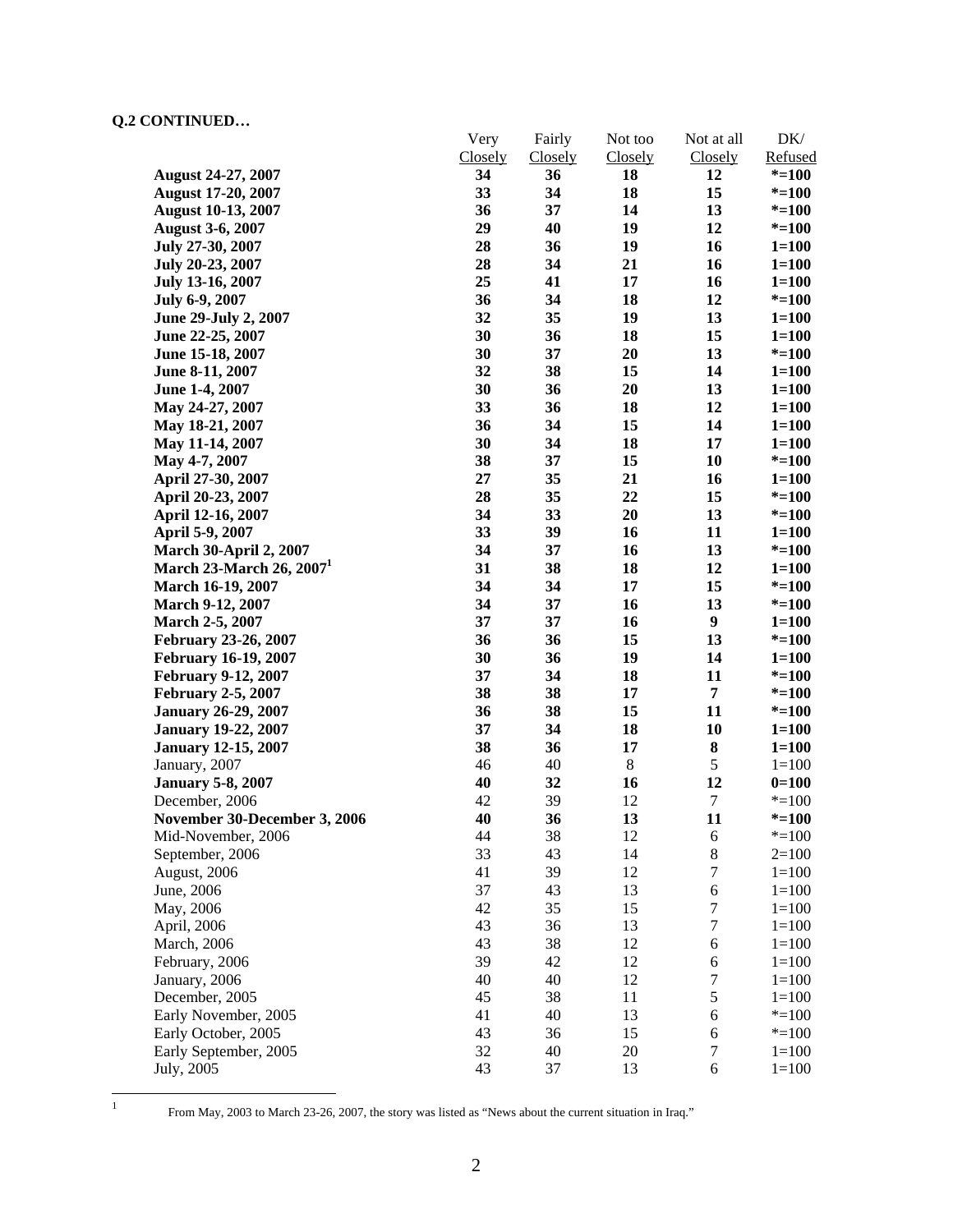**Q.2 CONTINUED…**

| | Very Closely | Fairly Closely | Not too Closely | Not at all Closely | DK/ Refused |
|---|---|---|---|---|---|
| **August 24-27, 2007** | **34** | **36** | **18** | **12** | **\*=100** |
| **August 17-20, 2007** | **33** | **34** | **18** | **15** | **\*=100** |
| **August 10-13, 2007** | **36** | **37** | **14** | **13** | **\*=100** |
| **August 3-6, 2007** | **29** | **40** | **19** | **12** | **\*=100** |
| **July 27-30, 2007** | **28** | **36** | **19** | **16** | **1=100** |
| **July 20-23, 2007** | **28** | **34** | **21** | **16** | **1=100** |
| **July 13-16, 2007** | **25** | **41** | **17** | **16** | **1=100** |
| **July 6-9, 2007** | **36** | **34** | **18** | **12** | **\*=100** |
| **June 29-July 2, 2007** | **32** | **35** | **19** | **13** | **1=100** |
| **June 22-25, 2007** | **30** | **36** | **18** | **15** | **1=100** |
| **June 15-18, 2007** | **30** | **37** | **20** | **13** | **\*=100** |
| **June 8-11, 2007** | **32** | **38** | **15** | **14** | **1=100** |
| **June 1-4, 2007** | **30** | **36** | **20** | **13** | **1=100** |
| **May 24-27, 2007** | **33** | **36** | **18** | **12** | **1=100** |
| **May 18-21, 2007** | **36** | **34** | **15** | **14** | **1=100** |
| **May 11-14, 2007** | **30** | **34** | **18** | **17** | **1=100** |
| **May 4-7, 2007** | **38** | **37** | **15** | **10** | **\*=100** |
| **April 27-30, 2007** | **27** | **35** | **21** | **16** | **1=100** |
| **April 20-23, 2007** | **28** | **35** | **22** | **15** | **\*=100** |
| **April 12-16, 2007** | **34** | **33** | **20** | **13** | **\*=100** |
| **April 5-9, 2007** | **33** | **39** | **16** | **11** | **1=100** |
| **March 30-April 2, 2007** | **34** | **37** | **16** | **13** | **\*=100** |
| **March 23-March 26, 2007[1]** | **31** | **38** | **18** | **12** | **1=100** |
| **March 16-19, 2007** | **34** | **34** | **17** | **15** | **\*=100** |
| **March 9-12, 2007** | **34** | **37** | **16** | **13** | **\*=100** |
| **March 2-5, 2007** | **37** | **37** | **16** | **9** | **1=100** |
| **February 23-26, 2007** | **36** | **36** | **15** | **13** | **\*=100** |
| **February 16-19, 2007** | **30** | **36** | **19** | **14** | **1=100** |
| **February 9-12, 2007** | **37** | **34** | **18** | **11** | **\*=100** |
| **February 2-5, 2007** | **38** | **38** | **17** | **7** | **\*=100** |
| **January 26-29, 2007** | **36** | **38** | **15** | **11** | **\*=100** |
| **January 19-22, 2007** | **37** | **34** | **18** | **10** | **1=100** |
| **January 12-15, 2007** | **38** | **36** | **17** | **8** | **1=100** |
| January, 2007 | 46 | 40 | 8 | 5 | 1=100 |
| **January 5-8, 2007** | **40** | **32** | **16** | **12** | **0=100** |
| December, 2006 | 42 | 39 | 12 | 7 | \*=100 |
| **November 30-December 3, 2006** | **40** | **36** | **13** | **11** | **\*=100** |
| Mid-November, 2006 | 44 | 38 | 12 | 6 | \*=100 |
| September, 2006 | 33 | 43 | 14 | 8 | 2=100 |
| August, 2006 | 41 | 39 | 12 | 7 | 1=100 |
| June, 2006 | 37 | 43 | 13 | 6 | 1=100 |
| May, 2006 | 42 | 35 | 15 | 7 | 1=100 |
| April, 2006 | 43 | 36 | 13 | 7 | 1=100 |
| March, 2006 | 43 | 38 | 12 | 6 | 1=100 |
| February, 2006 | 39 | 42 | 12 | 6 | 1=100 |
| January, 2006 | 40 | 40 | 12 | 7 | 1=100 |
| December, 2005 | 45 | 38 | 11 | 5 | 1=100 |
| Early November, 2005 | 41 | 40 | 13 | 6 | \*=100 |
| Early October, 2005 | 43 | 36 | 15 | 6 | \*=100 |
| Early September, 2005 | 32 | 40 | 20 | 7 | 1=100 |
| July, 2005 | 43 | 37 | 13 | 6 | 1=100 |

[1] From May, 2003 to March 23-26, 2007, the story was listed as "News about the current situation in Iraq."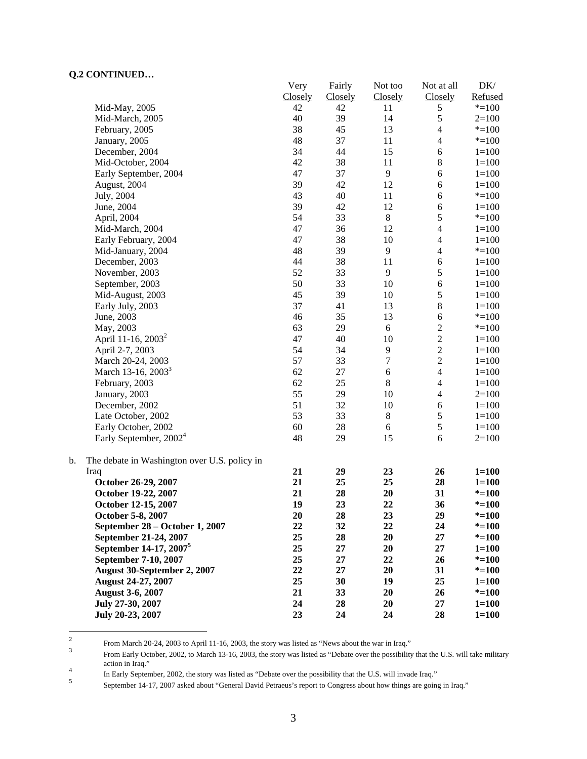**Q.2 CONTINUED…**

| | Very Closely | Fairly Closely | Not too Closely | Not at all Closely | DK/ Refused |
|---|---|---|---|---|---|
| Mid-May, 2005 | 42 | 42 | 11 | 5 | *=100 |
| Mid-March, 2005 | 40 | 39 | 14 | 5 | 2=100 |
| February, 2005 | 38 | 45 | 13 | 4 | *=100 |
| January, 2005 | 48 | 37 | 11 | 4 | *=100 |
| December, 2004 | 34 | 44 | 15 | 6 | 1=100 |
| Mid-October, 2004 | 42 | 38 | 11 | 8 | 1=100 |
| Early September, 2004 | 47 | 37 | 9 | 6 | 1=100 |
| August, 2004 | 39 | 42 | 12 | 6 | 1=100 |
| July, 2004 | 43 | 40 | 11 | 6 | *=100 |
| June, 2004 | 39 | 42 | 12 | 6 | 1=100 |
| April, 2004 | 54 | 33 | 8 | 5 | *=100 |
| Mid-March, 2004 | 47 | 36 | 12 | 4 | 1=100 |
| Early February, 2004 | 47 | 38 | 10 | 4 | 1=100 |
| Mid-January, 2004 | 48 | 39 | 9 | 4 | *=100 |
| December, 2003 | 44 | 38 | 11 | 6 | 1=100 |
| November, 2003 | 52 | 33 | 9 | 5 | 1=100 |
| September, 2003 | 50 | 33 | 10 | 6 | 1=100 |
| Mid-August, 2003 | 45 | 39 | 10 | 5 | 1=100 |
| Early July, 2003 | 37 | 41 | 13 | 8 | 1=100 |
| June, 2003 | 46 | 35 | 13 | 6 | *=100 |
| May, 2003 | 63 | 29 | 6 | 2 | *=100 |
| April 11-16, 2003[2] | 47 | 40 | 10 | 2 | 1=100 |
| April 2-7, 2003 | 54 | 34 | 9 | 2 | 1=100 |
| March 20-24, 2003 | 57 | 33 | 7 | 2 | 1=100 |
| March 13-16, 2003[3] | 62 | 27 | 6 | 4 | 1=100 |
| February, 2003 | 62 | 25 | 8 | 4 | 1=100 |
| January, 2003 | 55 | 29 | 10 | 4 | 2=100 |
| December, 2002 | 51 | 32 | 10 | 6 | 1=100 |
| Late October, 2002 | 53 | 33 | 8 | 5 | 1=100 |
| Early October, 2002 | 60 | 28 | 6 | 5 | 1=100 |
| Early September, 2002[4] | 48 | 29 | 15 | 6 | 2=100 |
| b. The debate in Washington over U.S. policy in Iraq | **21** | **29** | **23** | **26** | **1=100** |
| **October 26-29, 2007** | **21** | **25** | **25** | **28** | **1=100** |
| **October 19-22, 2007** | **21** | **28** | **20** | **31** | ***=100** |
| **October 12-15, 2007** | **19** | **23** | **22** | **36** | ***=100** |
| **October 5-8, 2007** | **20** | **28** | **23** | **29** | ***=100** |
| **September 28 – October 1, 2007** | **22** | **32** | **22** | **24** | ***=100** |
| **September 21-24, 2007** | **25** | **28** | **20** | **27** | ***=100** |
| **September 14-17, 2007[5]** | **25** | **27** | **20** | **27** | **1=100** |
| **September 7-10, 2007** | **25** | **27** | **22** | **26** | ***=100** |
| **August 30-September 2, 2007** | **22** | **27** | **20** | **31** | ***=100** |
| **August 24-27, 2007** | **25** | **30** | **19** | **25** | **1=100** |
| **August 3-6, 2007** | **21** | **33** | **20** | **26** | ***=100** |
| **July 27-30, 2007** | **24** | **28** | **20** | **27** | **1=100** |
| **July 20-23, 2007** | **23** | **24** | **24** | **28** | **1=100** |

[2] From March 20-24, 2003 to April 11-16, 2003, the story was listed as "News about the war in Iraq."

[3] From Early October, 2002, to March 13-16, 2003, the story was listed as "Debate over the possibility that the U.S. will take military action in Iraq."

[4] In Early September, 2002, the story was listed as "Debate over the possibility that the U.S. will invade Iraq."

[5] September 14-17, 2007 asked about "General David Petraeus's report to Congress about how things are going in Iraq."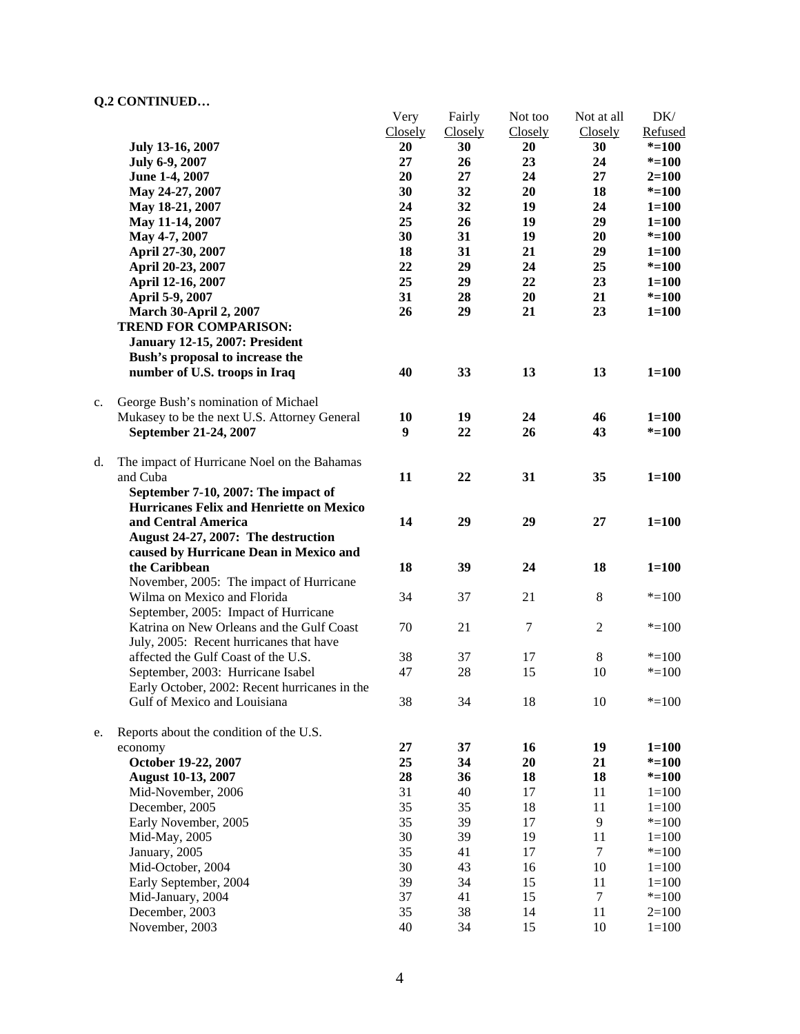**Q.2 CONTINUED…**

| | Very Closely | Fairly Closely | Not too Closely | Not at all Closely | DK/ Refused |
|---|---|---|---|---|---|
| **July 13-16, 2007** | **20** | **30** | **20** | **30** | **\*=100** |
| **July 6-9, 2007** | **27** | **26** | **23** | **24** | **\*=100** |
| **June 1-4, 2007** | **20** | **27** | **24** | **27** | **2=100** |
| **May 24-27, 2007** | **30** | **32** | **20** | **18** | **\*=100** |
| **May 18-21, 2007** | **24** | **32** | **19** | **24** | **1=100** |
| **May 11-14, 2007** | **25** | **26** | **19** | **29** | **1=100** |
| **May 4-7, 2007** | **30** | **31** | **19** | **20** | **\*=100** |
| **April 27-30, 2007** | **18** | **31** | **21** | **29** | **1=100** |
| **April 20-23, 2007** | **22** | **29** | **24** | **25** | **\*=100** |
| **April 12-16, 2007** | **25** | **29** | **22** | **23** | **1=100** |
| **April 5-9, 2007** | **31** | **28** | **20** | **21** | **\*=100** |
| **March 30-April 2, 2007** | **26** | **29** | **21** | **23** | **1=100** |
| **TREND FOR COMPARISON:** | | | | | |
| **January 12-15, 2007: President Bush's proposal to increase the number of U.S. troops in Iraq** | **40** | **33** | **13** | **13** | **1=100** |
| c. George Bush's nomination of Michael Mukasey to be the next U.S. Attorney General | **10** | **19** | **24** | **46** | **1=100** |
| **September 21-24, 2007** | **9** | **22** | **26** | **43** | **\*=100** |
| d. The impact of Hurricane Noel on the Bahamas and Cuba | **11** | **22** | **31** | **35** | **1=100** |
| **September 7-10, 2007: The impact of Hurricanes Felix and Henriette on Mexico and Central America** | **14** | **29** | **29** | **27** | **1=100** |
| **August 24-27, 2007: The destruction caused by Hurricane Dean in Mexico and the Caribbean** | **18** | **39** | **24** | **18** | **1=100** |
| November, 2005: The impact of Hurricane Wilma on Mexico and Florida | 34 | 37 | 21 | 8 | *=100 |
| September, 2005: Impact of Hurricane Katrina on New Orleans and the Gulf Coast | 70 | 21 | 7 | 2 | *=100 |
| July, 2005: Recent hurricanes that have affected the Gulf Coast of the U.S. | 38 | 37 | 17 | 8 | *=100 |
| September, 2003: Hurricane Isabel | 47 | 28 | 15 | 10 | *=100 |
| Early October, 2002: Recent hurricanes in the Gulf of Mexico and Louisiana | 38 | 34 | 18 | 10 | *=100 |
| e. Reports about the condition of the U.S. economy | **27** | **37** | **16** | **19** | **1=100** |
| **October 19-22, 2007** | **25** | **34** | **20** | **21** | **\*=100** |
| **August 10-13, 2007** | **28** | **36** | **18** | **18** | **\*=100** |
| Mid-November, 2006 | 31 | 40 | 17 | 11 | 1=100 |
| December, 2005 | 35 | 35 | 18 | 11 | 1=100 |
| Early November, 2005 | 35 | 39 | 17 | 9 | *=100 |
| Mid-May, 2005 | 30 | 39 | 19 | 11 | 1=100 |
| January, 2005 | 35 | 41 | 17 | 7 | *=100 |
| Mid-October, 2004 | 30 | 43 | 16 | 10 | 1=100 |
| Early September, 2004 | 39 | 34 | 15 | 11 | 1=100 |
| Mid-January, 2004 | 37 | 41 | 15 | 7 | *=100 |
| December, 2003 | 35 | 38 | 14 | 11 | 2=100 |
| November, 2003 | 40 | 34 | 15 | 10 | 1=100 |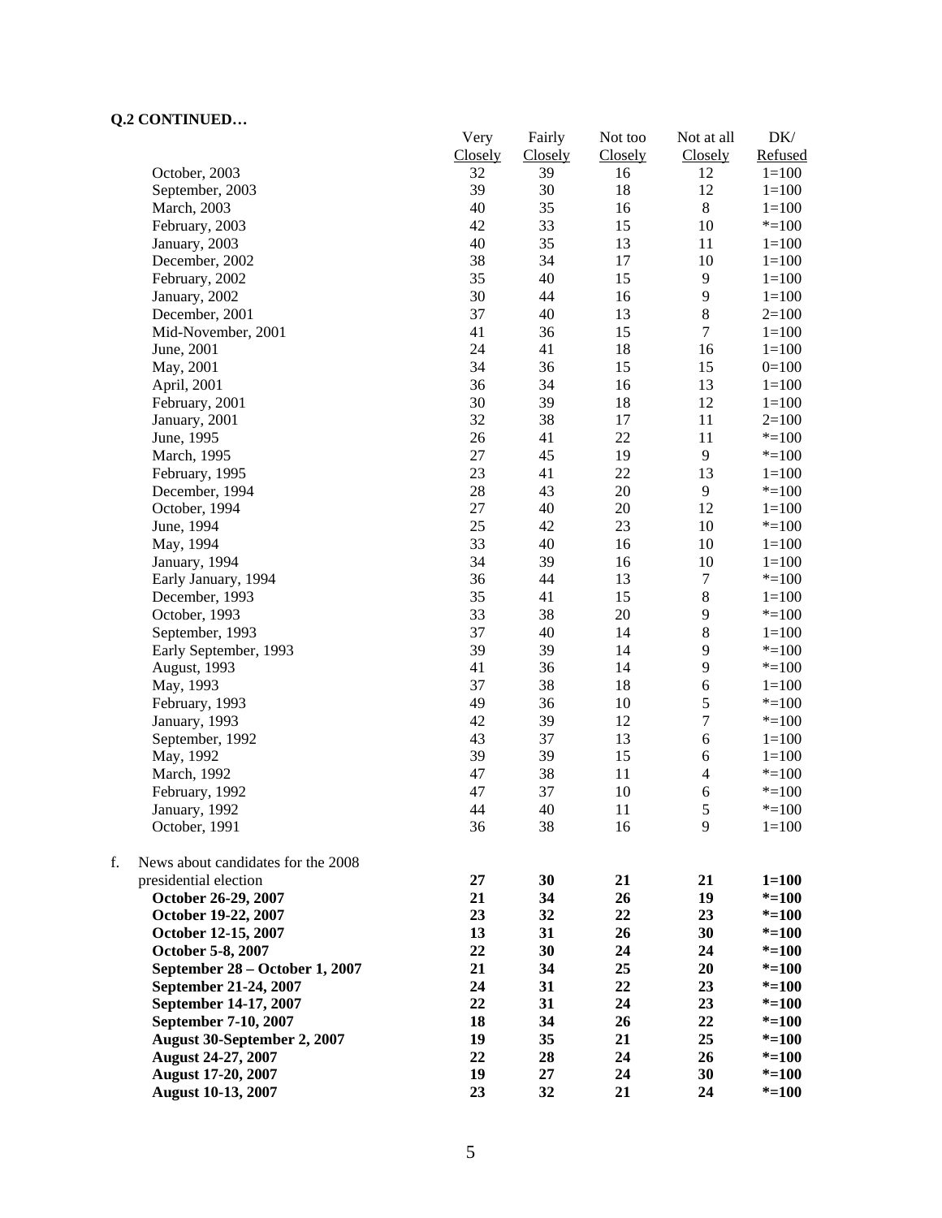**Q.2 CONTINUED…**

| | Very Closely | Fairly Closely | Not too Closely | Not at all Closely | DK/ Refused |
|---|---|---|---|---|---|
| October, 2003 | 32 | 39 | 16 | 12 | 1=100 |
| September, 2003 | 39 | 30 | 18 | 12 | 1=100 |
| March, 2003 | 40 | 35 | 16 | 8 | 1=100 |
| February, 2003 | 42 | 33 | 15 | 10 | *=100 |
| January, 2003 | 40 | 35 | 13 | 11 | 1=100 |
| December, 2002 | 38 | 34 | 17 | 10 | 1=100 |
| February, 2002 | 35 | 40 | 15 | 9 | 1=100 |
| January, 2002 | 30 | 44 | 16 | 9 | 1=100 |
| December, 2001 | 37 | 40 | 13 | 8 | 2=100 |
| Mid-November, 2001 | 41 | 36 | 15 | 7 | 1=100 |
| June, 2001 | 24 | 41 | 18 | 16 | 1=100 |
| May, 2001 | 34 | 36 | 15 | 15 | 0=100 |
| April, 2001 | 36 | 34 | 16 | 13 | 1=100 |
| February, 2001 | 30 | 39 | 18 | 12 | 1=100 |
| January, 2001 | 32 | 38 | 17 | 11 | 2=100 |
| June, 1995 | 26 | 41 | 22 | 11 | *=100 |
| March, 1995 | 27 | 45 | 19 | 9 | *=100 |
| February, 1995 | 23 | 41 | 22 | 13 | 1=100 |
| December, 1994 | 28 | 43 | 20 | 9 | *=100 |
| October, 1994 | 27 | 40 | 20 | 12 | 1=100 |
| June, 1994 | 25 | 42 | 23 | 10 | *=100 |
| May, 1994 | 33 | 40 | 16 | 10 | 1=100 |
| January, 1994 | 34 | 39 | 16 | 10 | 1=100 |
| Early January, 1994 | 36 | 44 | 13 | 7 | *=100 |
| December, 1993 | 35 | 41 | 15 | 8 | 1=100 |
| October, 1993 | 33 | 38 | 20 | 9 | *=100 |
| September, 1993 | 37 | 40 | 14 | 8 | 1=100 |
| Early September, 1993 | 39 | 39 | 14 | 9 | *=100 |
| August, 1993 | 41 | 36 | 14 | 9 | *=100 |
| May, 1993 | 37 | 38 | 18 | 6 | 1=100 |
| February, 1993 | 49 | 36 | 10 | 5 | *=100 |
| January, 1993 | 42 | 39 | 12 | 7 | *=100 |
| September, 1992 | 43 | 37 | 13 | 6 | 1=100 |
| May, 1992 | 39 | 39 | 15 | 6 | 1=100 |
| March, 1992 | 47 | 38 | 11 | 4 | *=100 |
| February, 1992 | 47 | 37 | 10 | 6 | *=100 |
| January, 1992 | 44 | 40 | 11 | 5 | *=100 |
| October, 1991 | 36 | 38 | 16 | 9 | 1=100 |
| f. News about candidates for the 2008 presidential election | **27** | **30** | **21** | **21** | **1=100** |
| **October 26-29, 2007** | **21** | **34** | **26** | **19** | ***=100** |
| **October 19-22, 2007** | **23** | **32** | **22** | **23** | ***=100** |
| **October 12-15, 2007** | **13** | **31** | **26** | **30** | ***=100** |
| **October 5-8, 2007** | **22** | **30** | **24** | **24** | ***=100** |
| **September 28 – October 1, 2007** | **21** | **34** | **25** | **20** | ***=100** |
| **September 21-24, 2007** | **24** | **31** | **22** | **23** | ***=100** |
| **September 14-17, 2007** | **22** | **31** | **24** | **23** | ***=100** |
| **September 7-10, 2007** | **18** | **34** | **26** | **22** | ***=100** |
| **August 30-September 2, 2007** | **19** | **35** | **21** | **25** | ***=100** |
| **August 24-27, 2007** | **22** | **28** | **24** | **26** | ***=100** |
| **August 17-20, 2007** | **19** | **27** | **24** | **30** | ***=100** |
| **August 10-13, 2007** | **23** | **32** | **21** | **24** | ***=100** |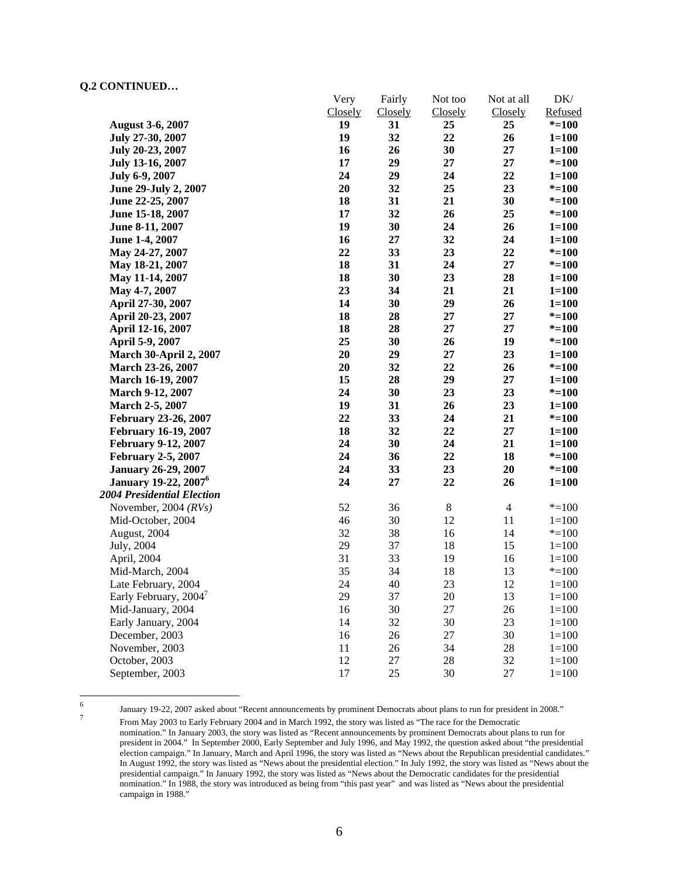**Q.2 CONTINUED…**

| | Very Closely | Fairly Closely | Not too Closely | Not at all Closely | DK/ Refused |
|---|---|---|---|---|---|
| **August 3-6, 2007** | **19** | **31** | **25** | **25** | ***=100** |
| **July 27-30, 2007** | **19** | **32** | **22** | **26** | **1=100** |
| **July 20-23, 2007** | **16** | **26** | **30** | **27** | **1=100** |
| **July 13-16, 2007** | **17** | **29** | **27** | **27** | ***=100** |
| **July 6-9, 2007** | **24** | **29** | **24** | **22** | **1=100** |
| **June 29-July 2, 2007** | **20** | **32** | **25** | **23** | ***=100** |
| **June 22-25, 2007** | **18** | **31** | **21** | **30** | ***=100** |
| **June 15-18, 2007** | **17** | **32** | **26** | **25** | ***=100** |
| **June 8-11, 2007** | **19** | **30** | **24** | **26** | **1=100** |
| **June 1-4, 2007** | **16** | **27** | **32** | **24** | **1=100** |
| **May 24-27, 2007** | **22** | **33** | **23** | **22** | ***=100** |
| **May 18-21, 2007** | **18** | **31** | **24** | **27** | ***=100** |
| **May 11-14, 2007** | **18** | **30** | **23** | **28** | **1=100** |
| **May 4-7, 2007** | **23** | **34** | **21** | **21** | **1=100** |
| **April 27-30, 2007** | **14** | **30** | **29** | **26** | **1=100** |
| **April 20-23, 2007** | **18** | **28** | **27** | **27** | ***=100** |
| **April 12-16, 2007** | **18** | **28** | **27** | **27** | ***=100** |
| **April 5-9, 2007** | **25** | **30** | **26** | **19** | ***=100** |
| **March 30-April 2, 2007** | **20** | **29** | **27** | **23** | **1=100** |
| **March 23-26, 2007** | **20** | **32** | **22** | **26** | ***=100** |
| **March 16-19, 2007** | **15** | **28** | **29** | **27** | **1=100** |
| **March 9-12, 2007** | **24** | **30** | **23** | **23** | ***=100** |
| **March 2-5, 2007** | **19** | **31** | **26** | **23** | **1=100** |
| **February 23-26, 2007** | **22** | **33** | **24** | **21** | ***=100** |
| **February 16-19, 2007** | **18** | **32** | **22** | **27** | **1=100** |
| **February 9-12, 2007** | **24** | **30** | **24** | **21** | **1=100** |
| **February 2-5, 2007** | **24** | **36** | **22** | **18** | ***=100** |
| **January 26-29, 2007** | **24** | **33** | **23** | **20** | ***=100** |
| **January 19-22, 2007[6]** | **24** | **27** | **22** | **26** | **1=100** |
| ***2004 Presidential Election*** | | | | | |
| November, 2004 *(RVs)* | 52 | 36 | 8 | 4 | *=100 |
| Mid-October, 2004 | 46 | 30 | 12 | 11 | 1=100 |
| August, 2004 | 32 | 38 | 16 | 14 | *=100 |
| July, 2004 | 29 | 37 | 18 | 15 | 1=100 |
| April, 2004 | 31 | 33 | 19 | 16 | 1=100 |
| Mid-March, 2004 | 35 | 34 | 18 | 13 | *=100 |
| Late February, 2004 | 24 | 40 | 23 | 12 | 1=100 |
| Early February, 2004[7] | 29 | 37 | 20 | 13 | 1=100 |
| Mid-January, 2004 | 16 | 30 | 27 | 26 | 1=100 |
| Early January, 2004 | 14 | 32 | 30 | 23 | 1=100 |
| December, 2003 | 16 | 26 | 27 | 30 | 1=100 |
| November, 2003 | 11 | 26 | 34 | 28 | 1=100 |
| October, 2003 | 12 | 27 | 28 | 32 | 1=100 |
| September, 2003 | 17 | 25 | 30 | 27 | 1=100 |

[6] January 19-22, 2007 asked about "Recent announcements by prominent Democrats about plans to run for president in 2008."

[7] From May 2003 to Early February 2004 and in March 1992, the story was listed as "The race for the Democratic nomination." In January 2003, the story was listed as "Recent announcements by prominent Democrats about plans to run for president in 2004." In September 2000, Early September and July 1996, and May 1992, the question asked about "the presidential election campaign." In January, March and April 1996, the story was listed as "News about the Republican presidential candidates." In August 1992, the story was listed as "News about the presidential election." In July 1992, the story was listed as "News about the presidential campaign." In January 1992, the story was listed as "News about the Democratic candidates for the presidential nomination." In 1988, the story was introduced as being from "this past year" and was listed as "News about the presidential campaign in 1988."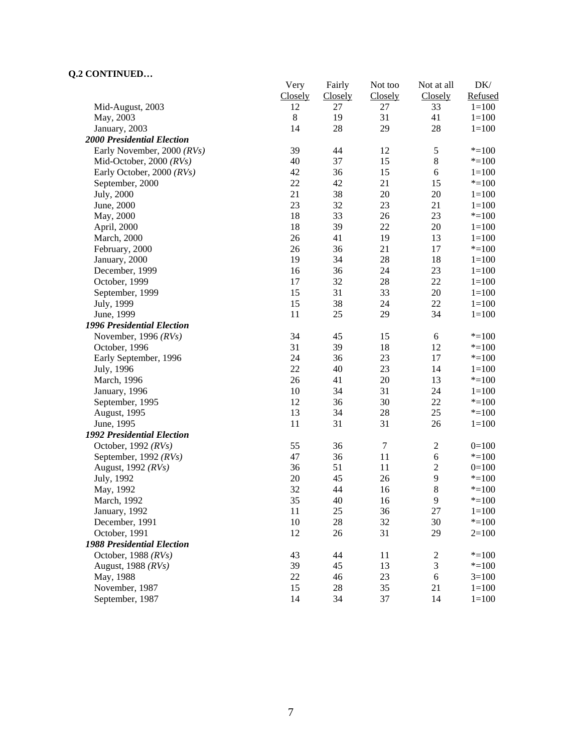**Q.2 CONTINUED…**

| | Very Closely | Fairly Closely | Not too Closely | Not at all Closely | DK/ Refused |
|---|---|---|---|---|---|
| Mid-August, 2003 | 12 | 27 | 27 | 33 | 1=100 |
| May, 2003 | 8 | 19 | 31 | 41 | 1=100 |
| January, 2003 | 14 | 28 | 29 | 28 | 1=100 |
| ***2000 Presidential Election*** | | | | | |
| Early November, 2000 *(RVs)* | 39 | 44 | 12 | 5 | *=100 |
| Mid-October, 2000 *(RVs)* | 40 | 37 | 15 | 8 | *=100 |
| Early October, 2000 *(RVs)* | 42 | 36 | 15 | 6 | 1=100 |
| September, 2000 | 22 | 42 | 21 | 15 | *=100 |
| July, 2000 | 21 | 38 | 20 | 20 | 1=100 |
| June, 2000 | 23 | 32 | 23 | 21 | 1=100 |
| May, 2000 | 18 | 33 | 26 | 23 | *=100 |
| April, 2000 | 18 | 39 | 22 | 20 | 1=100 |
| March, 2000 | 26 | 41 | 19 | 13 | 1=100 |
| February, 2000 | 26 | 36 | 21 | 17 | *=100 |
| January, 2000 | 19 | 34 | 28 | 18 | 1=100 |
| December, 1999 | 16 | 36 | 24 | 23 | 1=100 |
| October, 1999 | 17 | 32 | 28 | 22 | 1=100 |
| September, 1999 | 15 | 31 | 33 | 20 | 1=100 |
| July, 1999 | 15 | 38 | 24 | 22 | 1=100 |
| June, 1999 | 11 | 25 | 29 | 34 | 1=100 |
| ***1996 Presidential Election*** | | | | | |
| November, 1996 *(RVs)* | 34 | 45 | 15 | 6 | *=100 |
| October, 1996 | 31 | 39 | 18 | 12 | *=100 |
| Early September, 1996 | 24 | 36 | 23 | 17 | *=100 |
| July, 1996 | 22 | 40 | 23 | 14 | 1=100 |
| March, 1996 | 26 | 41 | 20 | 13 | *=100 |
| January, 1996 | 10 | 34 | 31 | 24 | 1=100 |
| September, 1995 | 12 | 36 | 30 | 22 | *=100 |
| August, 1995 | 13 | 34 | 28 | 25 | *=100 |
| June, 1995 | 11 | 31 | 31 | 26 | 1=100 |
| ***1992 Presidential Election*** | | | | | |
| October, 1992 *(RVs)* | 55 | 36 | 7 | 2 | 0=100 |
| September, 1992 *(RVs)* | 47 | 36 | 11 | 6 | *=100 |
| August, 1992 *(RVs)* | 36 | 51 | 11 | 2 | 0=100 |
| July, 1992 | 20 | 45 | 26 | 9 | *=100 |
| May, 1992 | 32 | 44 | 16 | 8 | *=100 |
| March, 1992 | 35 | 40 | 16 | 9 | *=100 |
| January, 1992 | 11 | 25 | 36 | 27 | 1=100 |
| December, 1991 | 10 | 28 | 32 | 30 | *=100 |
| October, 1991 | 12 | 26 | 31 | 29 | 2=100 |
| ***1988 Presidential Election*** | | | | | |
| October, 1988 *(RVs)* | 43 | 44 | 11 | 2 | *=100 |
| August, 1988 *(RVs)* | 39 | 45 | 13 | 3 | *=100 |
| May, 1988 | 22 | 46 | 23 | 6 | 3=100 |
| November, 1987 | 15 | 28 | 35 | 21 | 1=100 |
| September, 1987 | 14 | 34 | 37 | 14 | 1=100 |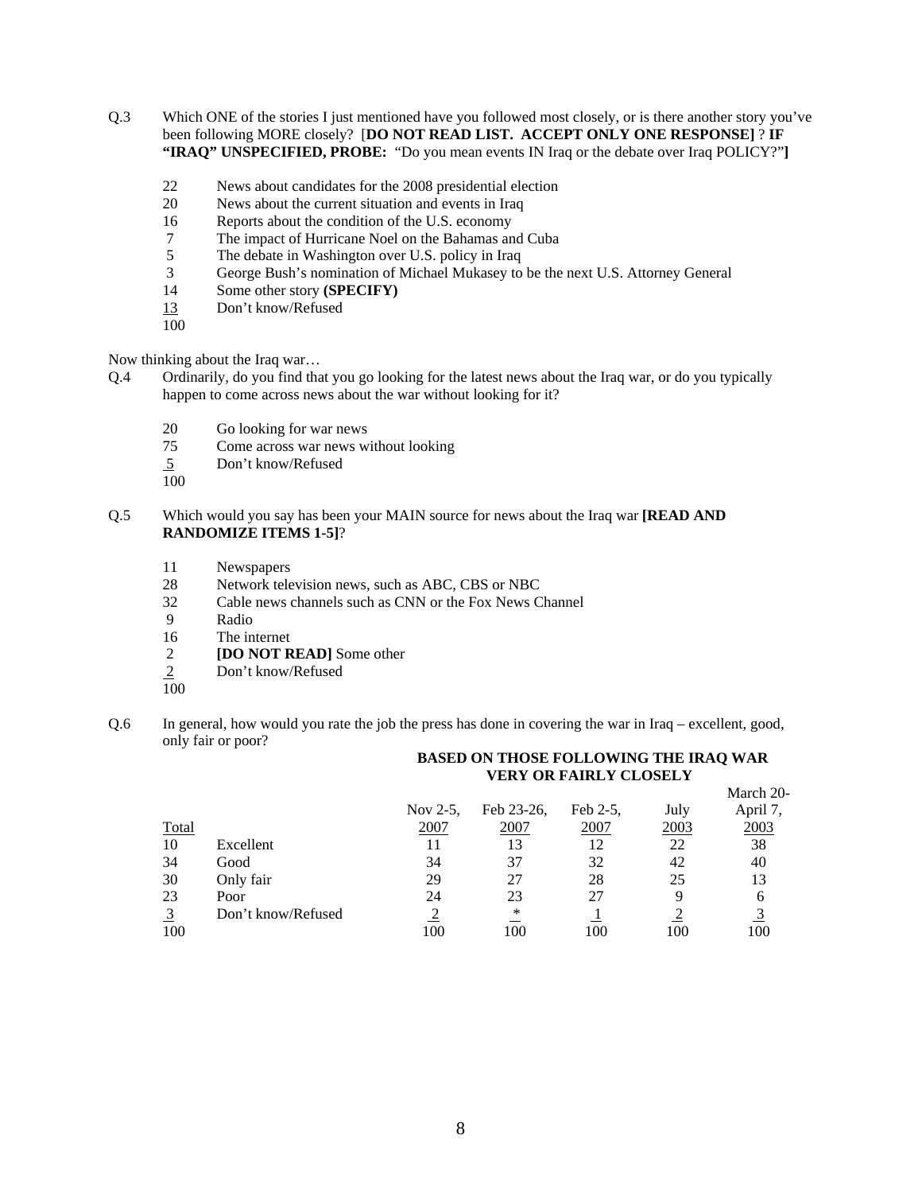Q.3 Which ONE of the stories I just mentioned have you followed most closely, or is there another story you've been following MORE closely? [**DO NOT READ LIST. ACCEPT ONLY ONE RESPONSE]** ? **IF "IRAQ" UNSPECIFIED, PROBE:** "Do you mean events IN Iraq or the debate over Iraq POLICY?"**]**

| | |
|---|---|
| 22 | News about candidates for the 2008 presidential election |
| 20 | News about the current situation and events in Iraq |
| 16 | Reports about the condition of the U.S. economy |
| 7 | The impact of Hurricane Noel on the Bahamas and Cuba |
| 5 | The debate in Washington over U.S. policy in Iraq |
| 3 | George Bush's nomination of Michael Mukasey to be the next U.S. Attorney General |
| 14 | Some other story **(SPECIFY)** |
| 13 | Don't know/Refused |
| 100 | |

Now thinking about the Iraq war…

Q.4 Ordinarily, do you find that you go looking for the latest news about the Iraq war, or do you typically happen to come across news about the war without looking for it?

| | |
|---|---|
| 20 | Go looking for war news |
| 75 | Come across war news without looking |
| 5 | Don't know/Refused |
| 100 | |

Q.5 Which would you say has been your MAIN source for news about the Iraq war **[READ AND RANDOMIZE ITEMS 1-5]**?

| | |
|---|---|
| 11 | Newspapers |
| 28 | Network television news, such as ABC, CBS or NBC |
| 32 | Cable news channels such as CNN or the Fox News Channel |
| 9 | Radio |
| 16 | The internet |
| 2 | **[DO NOT READ]** Some other |
| 2 | Don't know/Refused |
| 100 | |

Q.6 In general, how would you rate the job the press has done in covering the war in Iraq – excellent, good, only fair or poor?

| | | **BASED ON THOSE FOLLOWING THE IRAQ WAR VERY OR FAIRLY CLOSELY** | | | | |
|---|---|---|---|---|---|---|
| Total | | Nov 2-5, 2007 | Feb 23-26, 2007 | Feb 2-5, 2007 | July 2003 | March 20-April 7, 2003 |
| 10 | Excellent | 11 | 13 | 12 | 22 | 38 |
| 34 | Good | 34 | 37 | 32 | 42 | 40 |
| 30 | Only fair | 29 | 27 | 28 | 25 | 13 |
| 23 | Poor | 24 | 23 | 27 | 9 | 6 |
| 3 | Don't know/Refused | 2 | * | 1 | 2 | 3 |
| 100 | | 100 | 100 | 100 | 100 | 100 |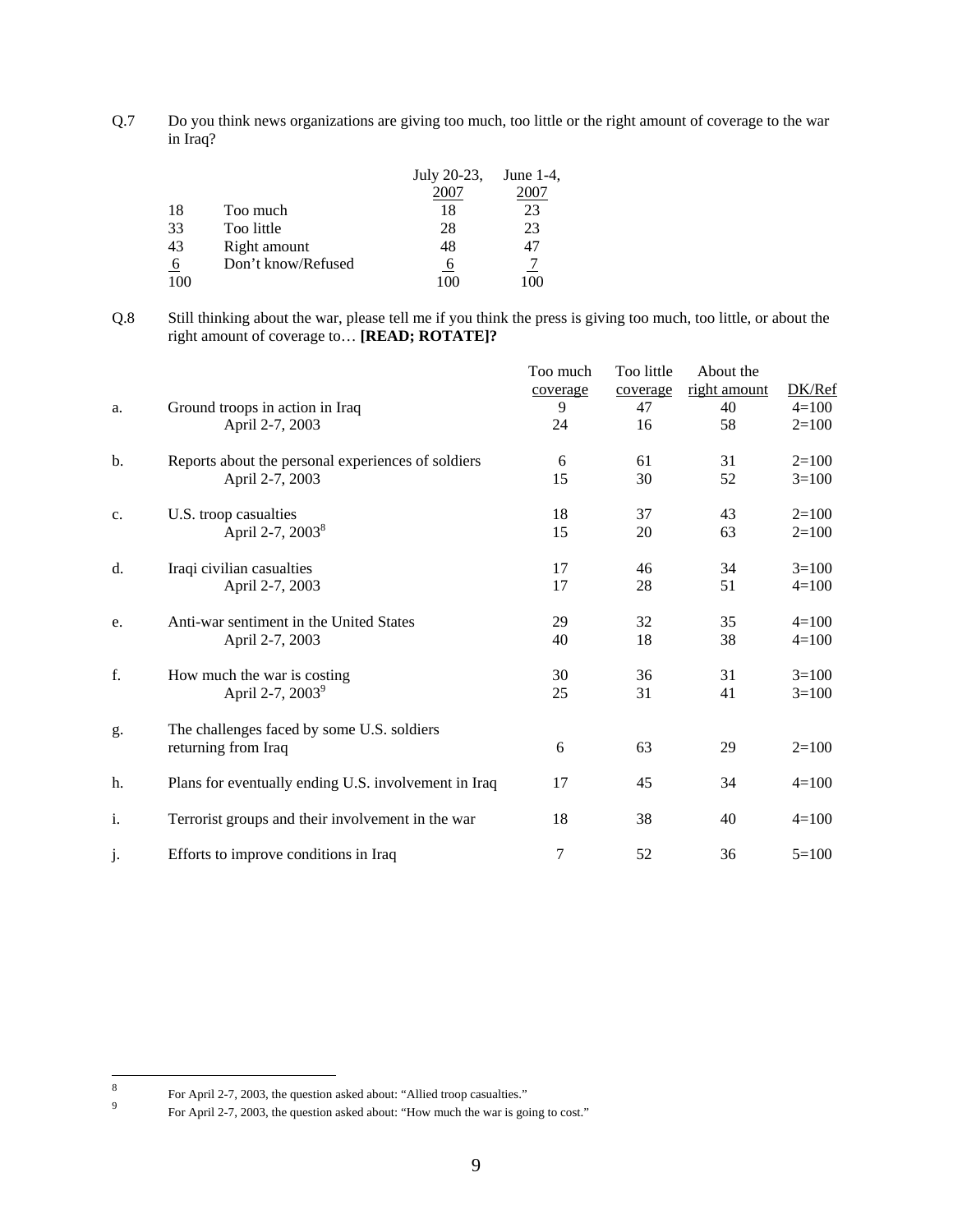Q.7 Do you think news organizations are giving too much, too little or the right amount of coverage to the war in Iraq?

| | | July 20-23, 2007 | June 1-4, 2007 |
|---|---|---|---|
| 18 | Too much | 18 | 23 |
| 33 | Too little | 28 | 23 |
| 43 | Right amount | 48 | 47 |
| 6 | Don't know/Refused | 6 | 7 |
| 100 | | 100 | 100 |

Q.8 Still thinking about the war, please tell me if you think the press is giving too much, too little, or about the right amount of coverage to… **[READ; ROTATE]?**

| | | Too much coverage | Too little coverage | About the right amount | DK/Ref |
|---|---|---|---|---|---|
| a. | Ground troops in action in Iraq | 9 | 47 | 40 | 4=100 |
| | April 2-7, 2003 | 24 | 16 | 58 | 2=100 |
| b. | Reports about the personal experiences of soldiers | 6 | 61 | 31 | 2=100 |
| | April 2-7, 2003 | 15 | 30 | 52 | 3=100 |
| c. | U.S. troop casualties | 18 | 37 | 43 | 2=100 |
| | April 2-7, 2003[8] | 15 | 20 | 63 | 2=100 |
| d. | Iraqi civilian casualties | 17 | 46 | 34 | 3=100 |
| | April 2-7, 2003 | 17 | 28 | 51 | 4=100 |
| e. | Anti-war sentiment in the United States | 29 | 32 | 35 | 4=100 |
| | April 2-7, 2003 | 40 | 18 | 38 | 4=100 |
| f. | How much the war is costing | 30 | 36 | 31 | 3=100 |
| | April 2-7, 2003[9] | 25 | 31 | 41 | 3=100 |
| g. | The challenges faced by some U.S. soldiers returning from Iraq | 6 | 63 | 29 | 2=100 |
| h. | Plans for eventually ending U.S. involvement in Iraq | 17 | 45 | 34 | 4=100 |
| i. | Terrorist groups and their involvement in the war | 18 | 38 | 40 | 4=100 |
| j. | Efforts to improve conditions in Iraq | 7 | 52 | 36 | 5=100 |

[8] For April 2-7, 2003, the question asked about: "Allied troop casualties."

[9] For April 2-7, 2003, the question asked about: "How much the war is going to cost."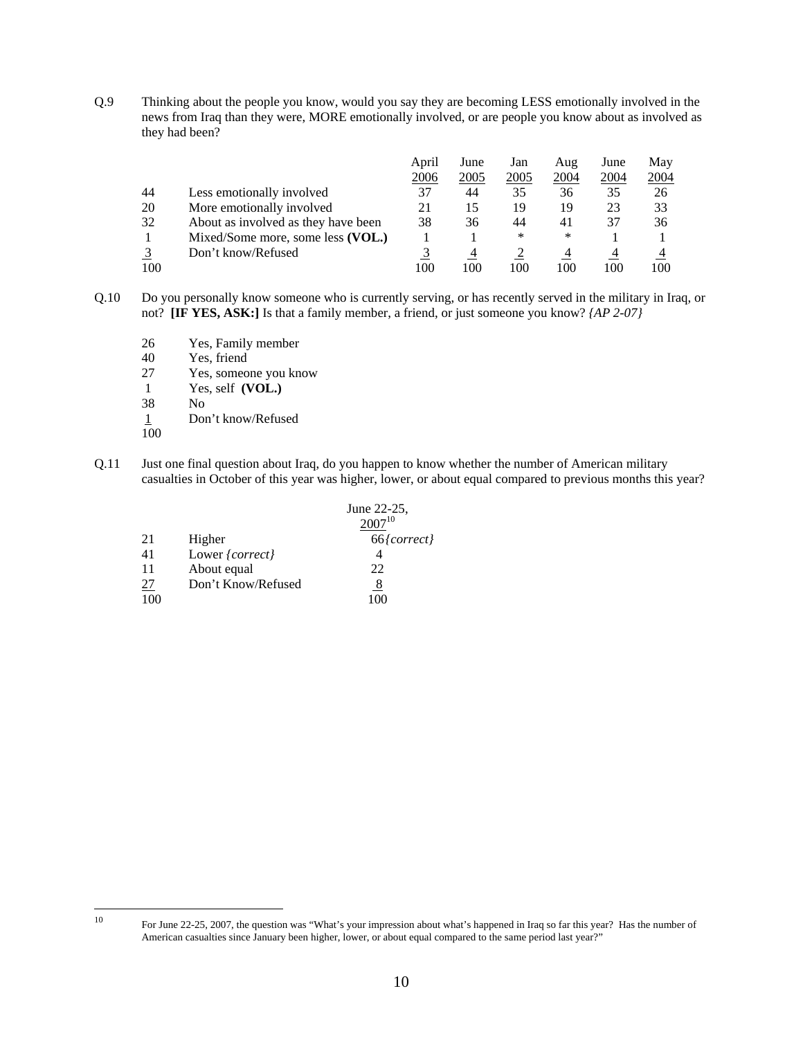Q.9 Thinking about the people you know, would you say they are becoming LESS emotionally involved in the news from Iraq than they were, MORE emotionally involved, or are people you know about as involved as they had been?

| | | April 2006 | June 2005 | Jan 2005 | Aug 2004 | June 2004 | May 2004 |
|---|---|---|---|---|---|---|---|
| 44 | Less emotionally involved | 37 | 44 | 35 | 36 | 35 | 26 |
| 20 | More emotionally involved | 21 | 15 | 19 | 19 | 23 | 33 |
| 32 | About as involved as they have been | 38 | 36 | 44 | 41 | 37 | 36 |
| 1 | Mixed/Some more, some less **(VOL.)** | 1 | 1 | * | * | 1 | 1 |
| 3 | Don't know/Refused | 3 | 4 | 2 | 4 | 4 | 4 |
| 100 | | 100 | 100 | 100 | 100 | 100 | 100 |

Q.10 Do you personally know someone who is currently serving, or has recently served in the military in Iraq, or not? **[IF YES, ASK:]** Is that a family member, a friend, or just someone you know? *{AP 2-07}*

| | |
|---|---|
| 26 | Yes, Family member |
| 40 | Yes, friend |
| 27 | Yes, someone you know |
| 1 | Yes, self **(VOL.)** |
| 38 | No |
| 1 | Don't know/Refused |
| 100 | |

Q.11 Just one final question about Iraq, do you happen to know whether the number of American military casualties in October of this year was higher, lower, or about equal compared to previous months this year?

| | | June 22-25, 2007[10] |
|---|---|---|
| 21 | Higher | 66 *{correct}* |
| 41 | Lower *{correct}* | 4 |
| 11 | About equal | 22 |
| 27 | Don't Know/Refused | 8 |
| 100 | | 100 |

[10] For June 22-25, 2007, the question was "What's your impression about what's happened in Iraq so far this year? Has the number of American casualties since January been higher, lower, or about equal compared to the same period last year?"